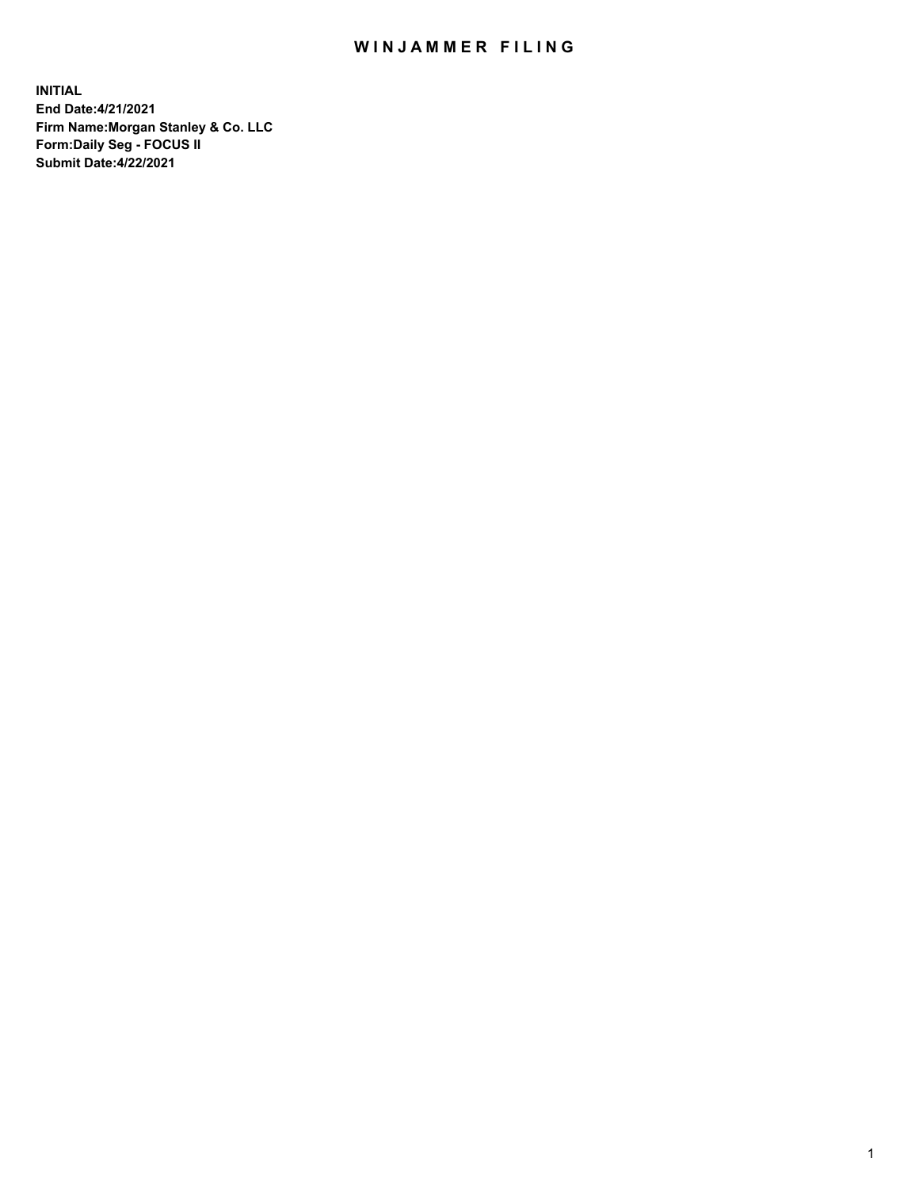# WINJAMMER FILING

**INITIAL**
**End Date:4/21/2021**
**Firm Name:Morgan Stanley & Co. LLC**
**Form:Daily Seg - FOCUS II**
**Submit Date:4/22/2021**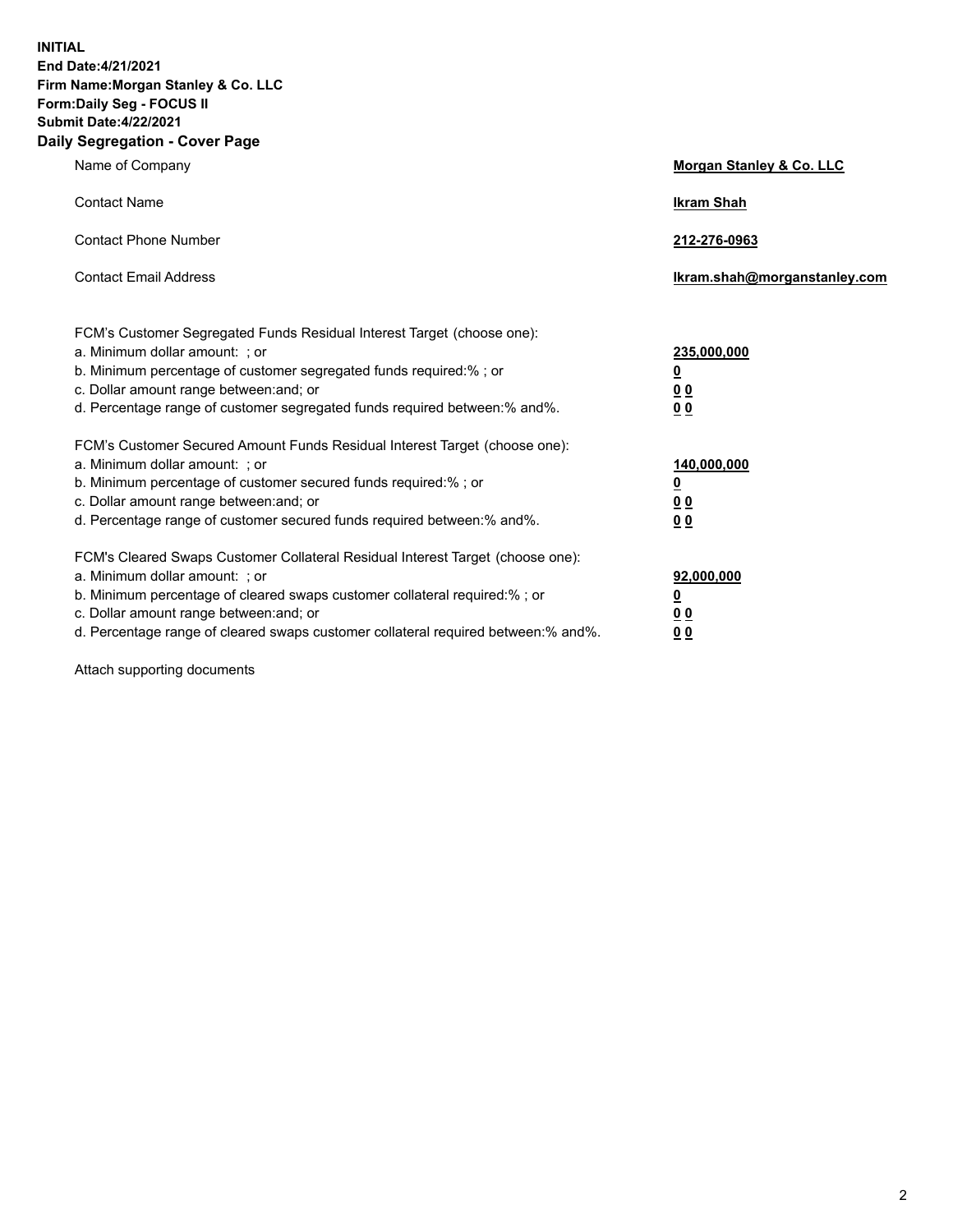**INITIAL**
**End Date:4/21/2021**
**Firm Name:Morgan Stanley & Co. LLC**
**Form:Daily Seg - FOCUS II**
**Submit Date:4/22/2021**
**Daily Segregation - Cover Page**

| | |
|---|---|
| Name of Company | **Morgan Stanley & Co. LLC** |
| Contact Name | **Ikram Shah** |
| Contact Phone Number | **212-276-0963** |
| Contact Email Address | **Ikram.shah@morganstanley.com** |

FCM's Customer Segregated Funds Residual Interest Target (choose one):

| | |
|---|---|
| a. Minimum dollar amount: ; or | **235,000,000** |
| b. Minimum percentage of customer segregated funds required:% ; or | **0** |
| c. Dollar amount range between:and; or | **0 0** |
| d. Percentage range of customer segregated funds required between:% and%. | **0 0** |

FCM's Customer Secured Amount Funds Residual Interest Target (choose one):

| | |
|---|---|
| a. Minimum dollar amount: ; or | **140,000,000** |
| b. Minimum percentage of customer secured funds required:% ; or | **0** |
| c. Dollar amount range between:and; or | **0 0** |
| d. Percentage range of customer secured funds required between:% and%. | **0 0** |

FCM's Cleared Swaps Customer Collateral Residual Interest Target (choose one):

| | |
|---|---|
| a. Minimum dollar amount: ; or | **92,000,000** |
| b. Minimum percentage of cleared swaps customer collateral required:% ; or | **0** |
| c. Dollar amount range between:and; or | **0 0** |
| d. Percentage range of cleared swaps customer collateral required between:% and%. | **0 0** |

Attach supporting documents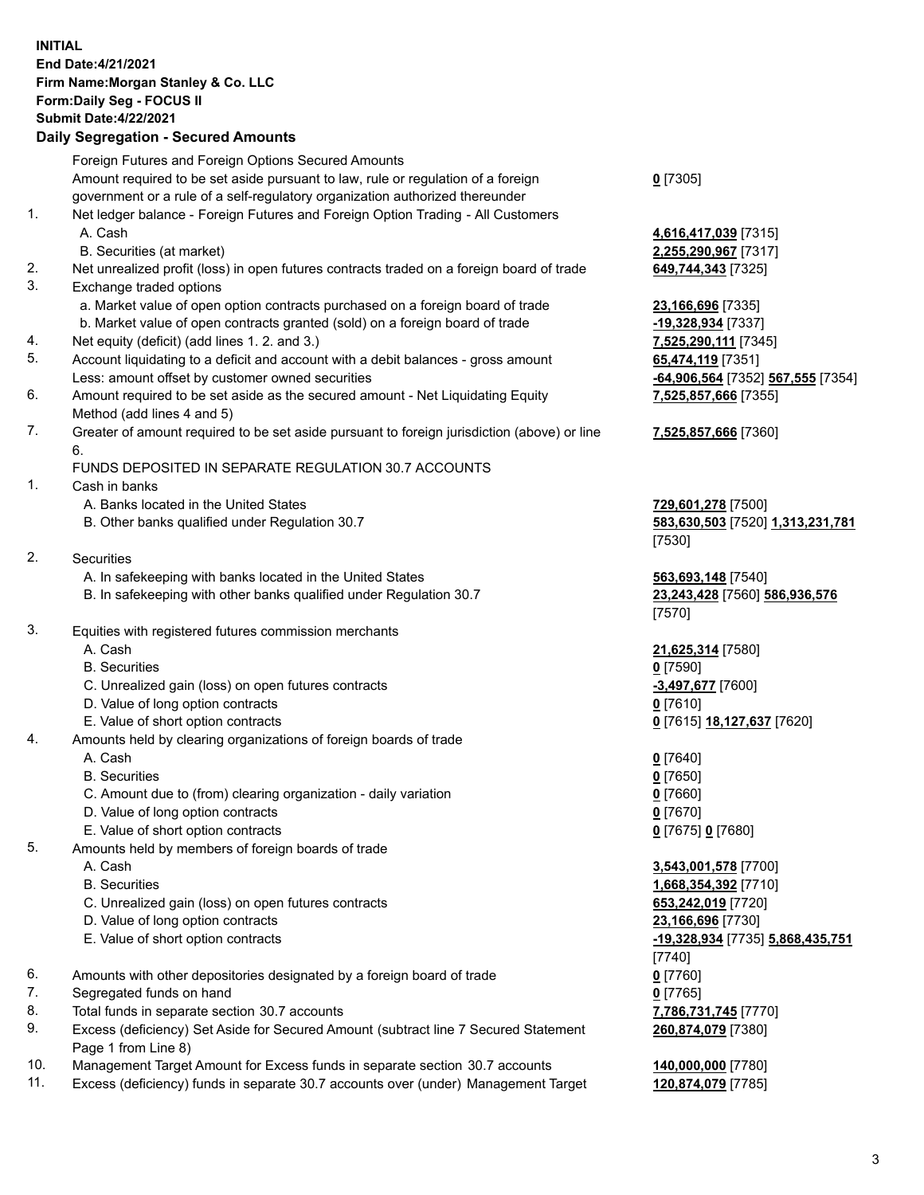**INITIAL**
**End Date:4/21/2021**
**Firm Name:Morgan Stanley & Co. LLC**
**Form:Daily Seg - FOCUS II**
**Submit Date:4/22/2021**

**Daily Segregation - Secured Amounts**

| | | |
|---|---|---|
| | Foreign Futures and Foreign Options Secured Amounts | |
| | Amount required to be set aside pursuant to law, rule or regulation of a foreign government or a rule of a self-regulatory organization authorized thereunder | **0** [7305] |
| 1. | Net ledger balance - Foreign Futures and Foreign Option Trading - All Customers | |
| | A. Cash | **4,616,417,039** [7315] |
| | B. Securities (at market) | **2,255,290,967** [7317] |
| 2. | Net unrealized profit (loss) in open futures contracts traded on a foreign board of trade | **649,744,343** [7325] |
| 3. | Exchange traded options | |
| | a. Market value of open option contracts purchased on a foreign board of trade | **23,166,696** [7335] |
| | b. Market value of open contracts granted (sold) on a foreign board of trade | **-19,328,934** [7337] |
| 4. | Net equity (deficit) (add lines 1. 2. and 3.) | **7,525,290,111** [7345] |
| 5. | Account liquidating to a deficit and account with a debit balances - gross amount | **65,474,119** [7351] |
| | Less: amount offset by customer owned securities | **-64,906,564** [7352] **567,555** [7354] |
| 6. | Amount required to be set aside as the secured amount - Net Liquidating Equity Method (add lines 4 and 5) | **7,525,857,666** [7355] |
| 7. | Greater of amount required to be set aside pursuant to foreign jurisdiction (above) or line 6. | **7,525,857,666** [7360] |
| | FUNDS DEPOSITED IN SEPARATE REGULATION 30.7 ACCOUNTS | |
| 1. | Cash in banks | |
| | A. Banks located in the United States | **729,601,278** [7500] |
| | B. Other banks qualified under Regulation 30.7 | **583,630,503** [7520] **1,313,231,781** [7530] |
| 2. | Securities | |
| | A. In safekeeping with banks located in the United States | **563,693,148** [7540] |
| | B. In safekeeping with other banks qualified under Regulation 30.7 | **23,243,428** [7560] **586,936,576** [7570] |
| 3. | Equities with registered futures commission merchants | |
| | A. Cash | **21,625,314** [7580] |
| | B. Securities | **0** [7590] |
| | C. Unrealized gain (loss) on open futures contracts | **-3,497,677** [7600] |
| | D. Value of long option contracts | **0** [7610] |
| | E. Value of short option contracts | **0** [7615] **18,127,637** [7620] |
| 4. | Amounts held by clearing organizations of foreign boards of trade | |
| | A. Cash | **0** [7640] |
| | B. Securities | **0** [7650] |
| | C. Amount due to (from) clearing organization - daily variation | **0** [7660] |
| | D. Value of long option contracts | **0** [7670] |
| | E. Value of short option contracts | **0** [7675] **0** [7680] |
| 5. | Amounts held by members of foreign boards of trade | |
| | A. Cash | **3,543,001,578** [7700] |
| | B. Securities | **1,668,354,392** [7710] |
| | C. Unrealized gain (loss) on open futures contracts | **653,242,019** [7720] |
| | D. Value of long option contracts | **23,166,696** [7730] |
| | E. Value of short option contracts | **-19,328,934** [7735] **5,868,435,751** [7740] |
| 6. | Amounts with other depositories designated by a foreign board of trade | **0** [7760] |
| 7. | Segregated funds on hand | **0** [7765] |
| 8. | Total funds in separate section 30.7 accounts | **7,786,731,745** [7770] |
| 9. | Excess (deficiency) Set Aside for Secured Amount (subtract line 7 Secured Statement Page 1 from Line 8) | **260,874,079** [7380] |
| 10. | Management Target Amount for Excess funds in separate section 30.7 accounts | **140,000,000** [7780] |
| 11. | Excess (deficiency) funds in separate 30.7 accounts over (under) Management Target | **120,874,079** [7785] |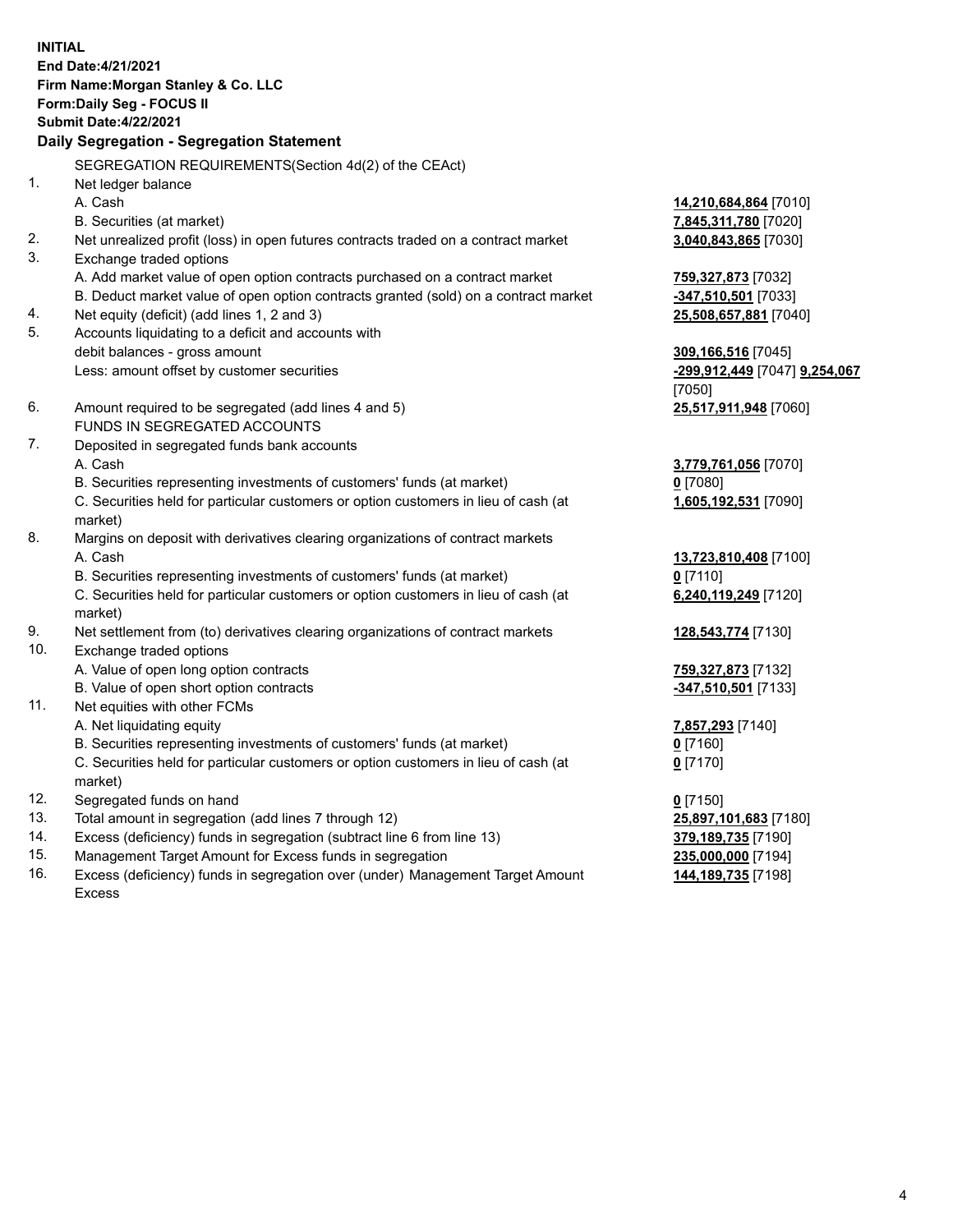**INITIAL**
**End Date:4/21/2021**
**Firm Name:Morgan Stanley & Co. LLC**
**Form:Daily Seg - FOCUS II**
**Submit Date:4/22/2021**

## Daily Segregation - Segregation Statement

SEGREGATION REQUIREMENTS(Section 4d(2) of the CEAct)

| | | |
|---|---|---|
| 1. | Net ledger balance | |
| | A. Cash | **14,210,684,864** [7010] |
| | B. Securities (at market) | **7,845,311,780** [7020] |
| 2. | Net unrealized profit (loss) in open futures contracts traded on a contract market | **3,040,843,865** [7030] |
| 3. | Exchange traded options | |
| | A. Add market value of open option contracts purchased on a contract market | **759,327,873** [7032] |
| | B. Deduct market value of open option contracts granted (sold) on a contract market | **-347,510,501** [7033] |
| 4. | Net equity (deficit) (add lines 1, 2 and 3) | **25,508,657,881** [7040] |
| 5. | Accounts liquidating to a deficit and accounts with debit balances - gross amount | **309,166,516** [7045] |
| | Less: amount offset by customer securities | **-299,912,449** [7047] **9,254,067** [7050] |
| 6. | Amount required to be segregated (add lines 4 and 5) | **25,517,911,948** [7060] |
| | FUNDS IN SEGREGATED ACCOUNTS | |
| 7. | Deposited in segregated funds bank accounts | |
| | A. Cash | **3,779,761,056** [7070] |
| | B. Securities representing investments of customers' funds (at market) | **0** [7080] |
| | C. Securities held for particular customers or option customers in lieu of cash (at market) | **1,605,192,531** [7090] |
| 8. | Margins on deposit with derivatives clearing organizations of contract markets | |
| | A. Cash | **13,723,810,408** [7100] |
| | B. Securities representing investments of customers' funds (at market) | **0** [7110] |
| | C. Securities held for particular customers or option customers in lieu of cash (at market) | **6,240,119,249** [7120] |
| 9. | Net settlement from (to) derivatives clearing organizations of contract markets | **128,543,774** [7130] |
| 10. | Exchange traded options | |
| | A. Value of open long option contracts | **759,327,873** [7132] |
| | B. Value of open short option contracts | **-347,510,501** [7133] |
| 11. | Net equities with other FCMs | |
| | A. Net liquidating equity | **7,857,293** [7140] |
| | B. Securities representing investments of customers' funds (at market) | **0** [7160] |
| | C. Securities held for particular customers or option customers in lieu of cash (at market) | **0** [7170] |
| 12. | Segregated funds on hand | **0** [7150] |
| 13. | Total amount in segregation (add lines 7 through 12) | **25,897,101,683** [7180] |
| 14. | Excess (deficiency) funds in segregation (subtract line 6 from line 13) | **379,189,735** [7190] |
| 15. | Management Target Amount for Excess funds in segregation | **235,000,000** [7194] |
| 16. | Excess (deficiency) funds in segregation over (under) Management Target Amount Excess | **144,189,735** [7198] |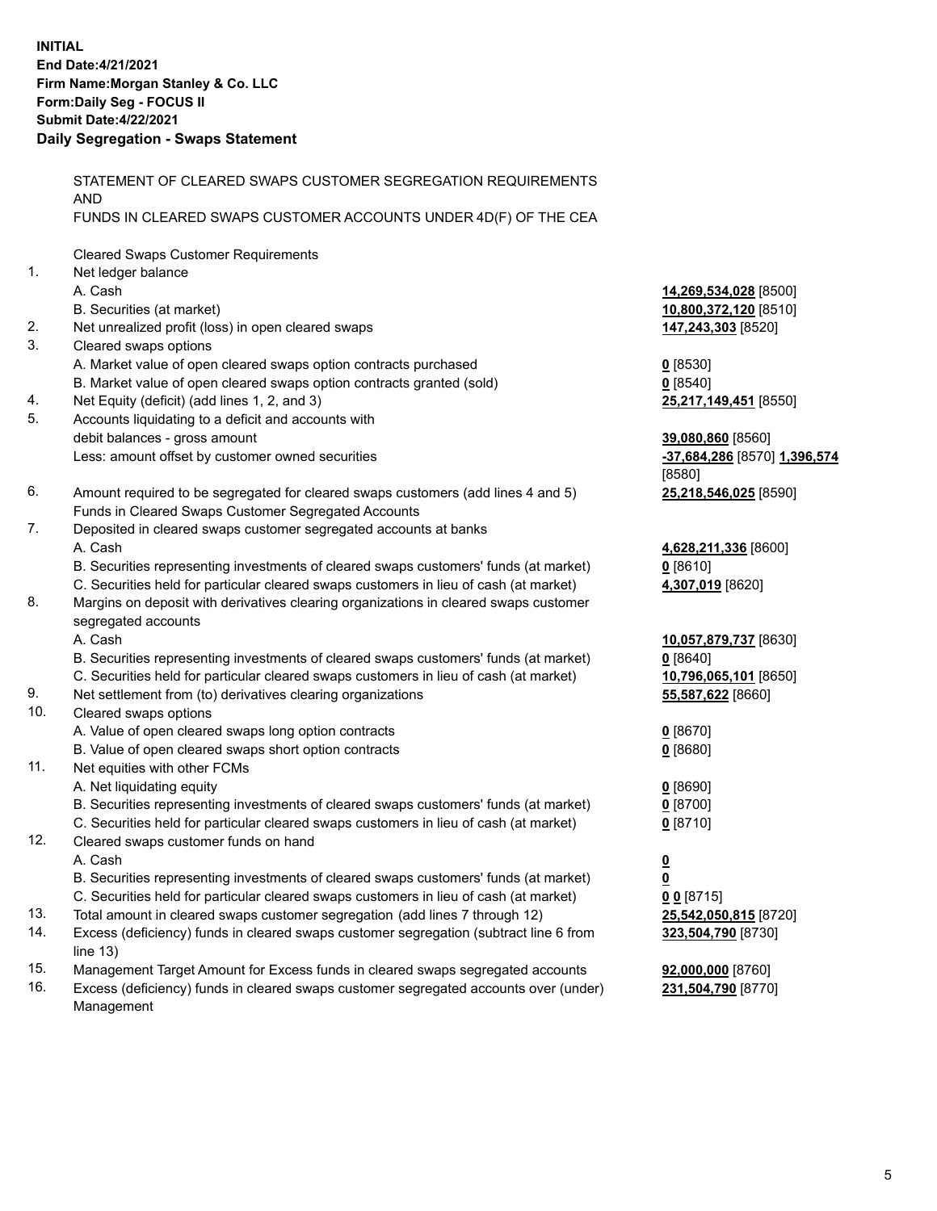**INITIAL**
**End Date:4/21/2021**
**Firm Name:Morgan Stanley & Co. LLC**
**Form:Daily Seg - FOCUS II**
**Submit Date:4/22/2021**
**Daily Segregation - Swaps Statement**

STATEMENT OF CLEARED SWAPS CUSTOMER SEGREGATION REQUIREMENTS AND
FUNDS IN CLEARED SWAPS CUSTOMER ACCOUNTS UNDER 4D(F) OF THE CEA

| | | |
|---|---|---|
| | Cleared Swaps Customer Requirements | |
| 1. | Net ledger balance | |
| | A. Cash | **14,269,534,028** [8500] |
| | B. Securities (at market) | **10,800,372,120** [8510] |
| 2. | Net unrealized profit (loss) in open cleared swaps | **147,243,303** [8520] |
| 3. | Cleared swaps options | |
| | A. Market value of open cleared swaps option contracts purchased | **0** [8530] |
| | B. Market value of open cleared swaps option contracts granted (sold) | **0** [8540] |
| 4. | Net Equity (deficit) (add lines 1, 2, and 3) | **25,217,149,451** [8550] |
| 5. | Accounts liquidating to a deficit and accounts with debit balances - gross amount | **39,080,860** [8560] |
| | Less: amount offset by customer owned securities | **-37,684,286** [8570] **1,396,574** [8580] |
| 6. | Amount required to be segregated for cleared swaps customers (add lines 4 and 5) | **25,218,546,025** [8590] |
| | Funds in Cleared Swaps Customer Segregated Accounts | |
| 7. | Deposited in cleared swaps customer segregated accounts at banks | |
| | A. Cash | **4,628,211,336** [8600] |
| | B. Securities representing investments of cleared swaps customers' funds (at market) | **0** [8610] |
| | C. Securities held for particular cleared swaps customers in lieu of cash (at market) | **4,307,019** [8620] |
| 8. | Margins on deposit with derivatives clearing organizations in cleared swaps customer segregated accounts | |
| | A. Cash | **10,057,879,737** [8630] |
| | B. Securities representing investments of cleared swaps customers' funds (at market) | **0** [8640] |
| | C. Securities held for particular cleared swaps customers in lieu of cash (at market) | **10,796,065,101** [8650] |
| 9. | Net settlement from (to) derivatives clearing organizations | **55,587,622** [8660] |
| 10. | Cleared swaps options | |
| | A. Value of open cleared swaps long option contracts | **0** [8670] |
| | B. Value of open cleared swaps short option contracts | **0** [8680] |
| 11. | Net equities with other FCMs | |
| | A. Net liquidating equity | **0** [8690] |
| | B. Securities representing investments of cleared swaps customers' funds (at market) | **0** [8700] |
| | C. Securities held for particular cleared swaps customers in lieu of cash (at market) | **0** [8710] |
| 12. | Cleared swaps customer funds on hand | |
| | A. Cash | **0** |
| | B. Securities representing investments of cleared swaps customers' funds (at market) | **0** |
| | C. Securities held for particular cleared swaps customers in lieu of cash (at market) | **0** **0** [8715] |
| 13. | Total amount in cleared swaps customer segregation (add lines 7 through 12) | **25,542,050,815** [8720] |
| 14. | Excess (deficiency) funds in cleared swaps customer segregation (subtract line 6 from line 13) | **323,504,790** [8730] |
| 15. | Management Target Amount for Excess funds in cleared swaps segregated accounts | **92,000,000** [8760] |
| 16. | Excess (deficiency) funds in cleared swaps customer segregated accounts over (under) Management | **231,504,790** [8770] |